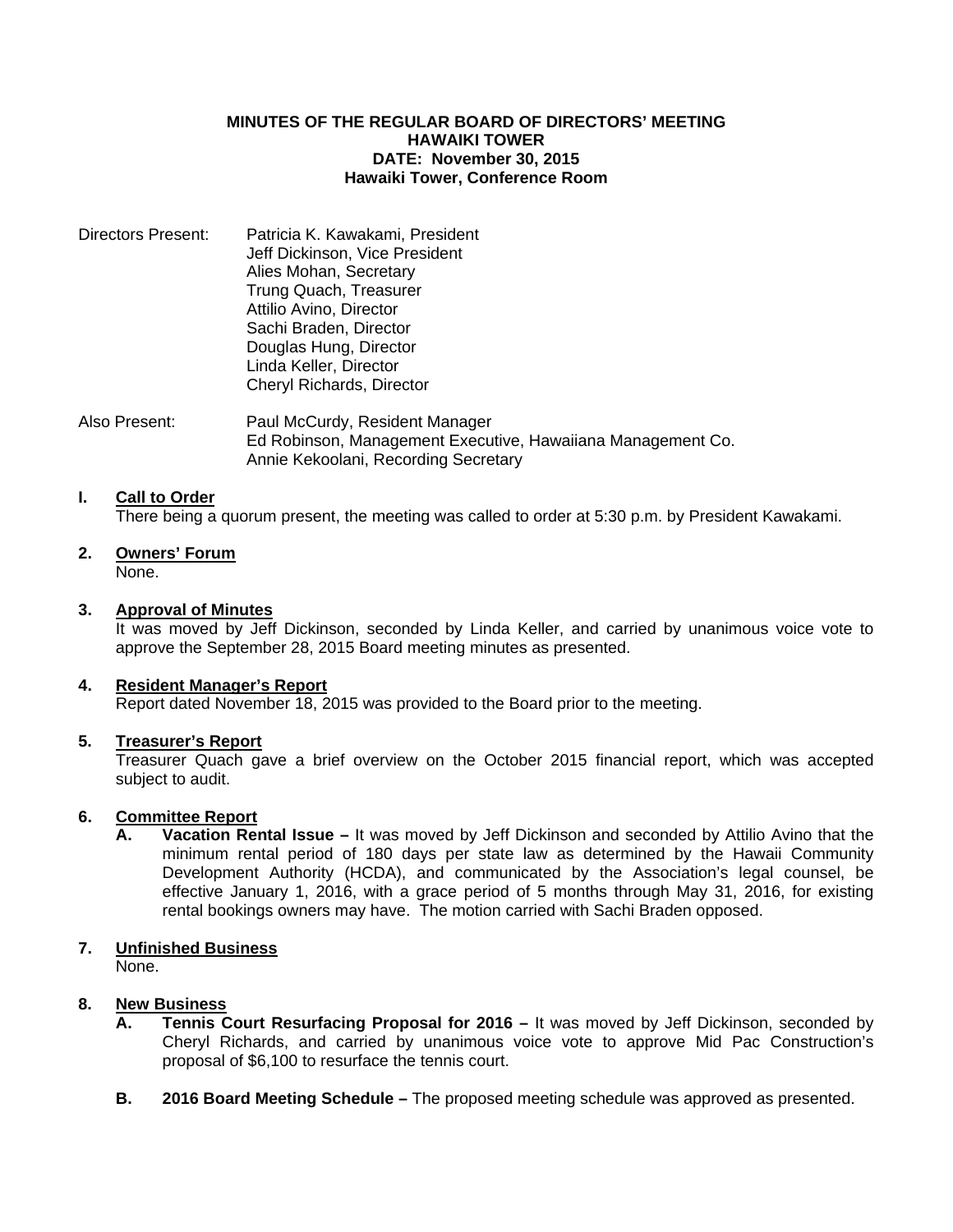**MINUTES OF THE REGULAR BOARD OF DIRECTORS' MEETING**
**HAWAIKI TOWER**
**DATE: November 30, 2015**
**Hawaiki Tower, Conference Room**

Directors Present:
Patricia K. Kawakami, President
Jeff Dickinson, Vice President
Alies Mohan, Secretary
Trung Quach, Treasurer
Attilio Avino, Director
Sachi Braden, Director
Douglas Hung, Director
Linda Keller, Director
Cheryl Richards, Director

Also Present:
Paul McCurdy, Resident Manager
Ed Robinson, Management Executive, Hawaiiana Management Co.
Annie Kekoolani, Recording Secretary

**I. Call to Order**

There being a quorum present, the meeting was called to order at 5:30 p.m. by President Kawakami.

**2. Owners' Forum**

None.

**3. Approval of Minutes**

It was moved by Jeff Dickinson, seconded by Linda Keller, and carried by unanimous voice vote to approve the September 28, 2015 Board meeting minutes as presented.

**4. Resident Manager's Report**

Report dated November 18, 2015 was provided to the Board prior to the meeting.

**5. Treasurer's Report**

Treasurer Quach gave a brief overview on the October 2015 financial report, which was accepted subject to audit.

**6. Committee Report**

**A. Vacation Rental Issue –** It was moved by Jeff Dickinson and seconded by Attilio Avino that the minimum rental period of 180 days per state law as determined by the Hawaii Community Development Authority (HCDA), and communicated by the Association's legal counsel, be effective January 1, 2016, with a grace period of 5 months through May 31, 2016, for existing rental bookings owners may have. The motion carried with Sachi Braden opposed.

**7. Unfinished Business**

None.

**8. New Business**

**A. Tennis Court Resurfacing Proposal for 2016 –** It was moved by Jeff Dickinson, seconded by Cheryl Richards, and carried by unanimous voice vote to approve Mid Pac Construction's proposal of $6,100 to resurface the tennis court.

**B. 2016 Board Meeting Schedule –** The proposed meeting schedule was approved as presented.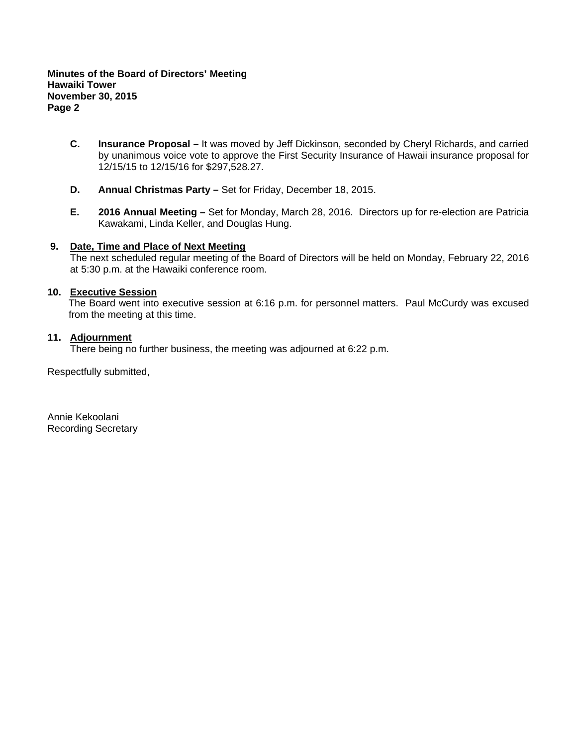**C. Insurance Proposal –** It was moved by Jeff Dickinson, seconded by Cheryl Richards, and carried by unanimous voice vote to approve the First Security Insurance of Hawaii insurance proposal for 12/15/15 to 12/15/16 for $297,528.27.

**D. Annual Christmas Party –** Set for Friday, December 18, 2015.

**E. 2016 Annual Meeting –** Set for Monday, March 28, 2016. Directors up for re-election are Patricia Kawakami, Linda Keller, and Douglas Hung.

**9. <u>Date, Time and Place of Next Meeting</u>**

The next scheduled regular meeting of the Board of Directors will be held on Monday, February 22, 2016 at 5:30 p.m. at the Hawaiki conference room.

**10. <u>Executive Session</u>**

The Board went into executive session at 6:16 p.m. for personnel matters. Paul McCurdy was excused from the meeting at this time.

**11. <u>Adjournment</u>**

There being no further business, the meeting was adjourned at 6:22 p.m.

Respectfully submitted,

Annie Kekoolani
Recording Secretary